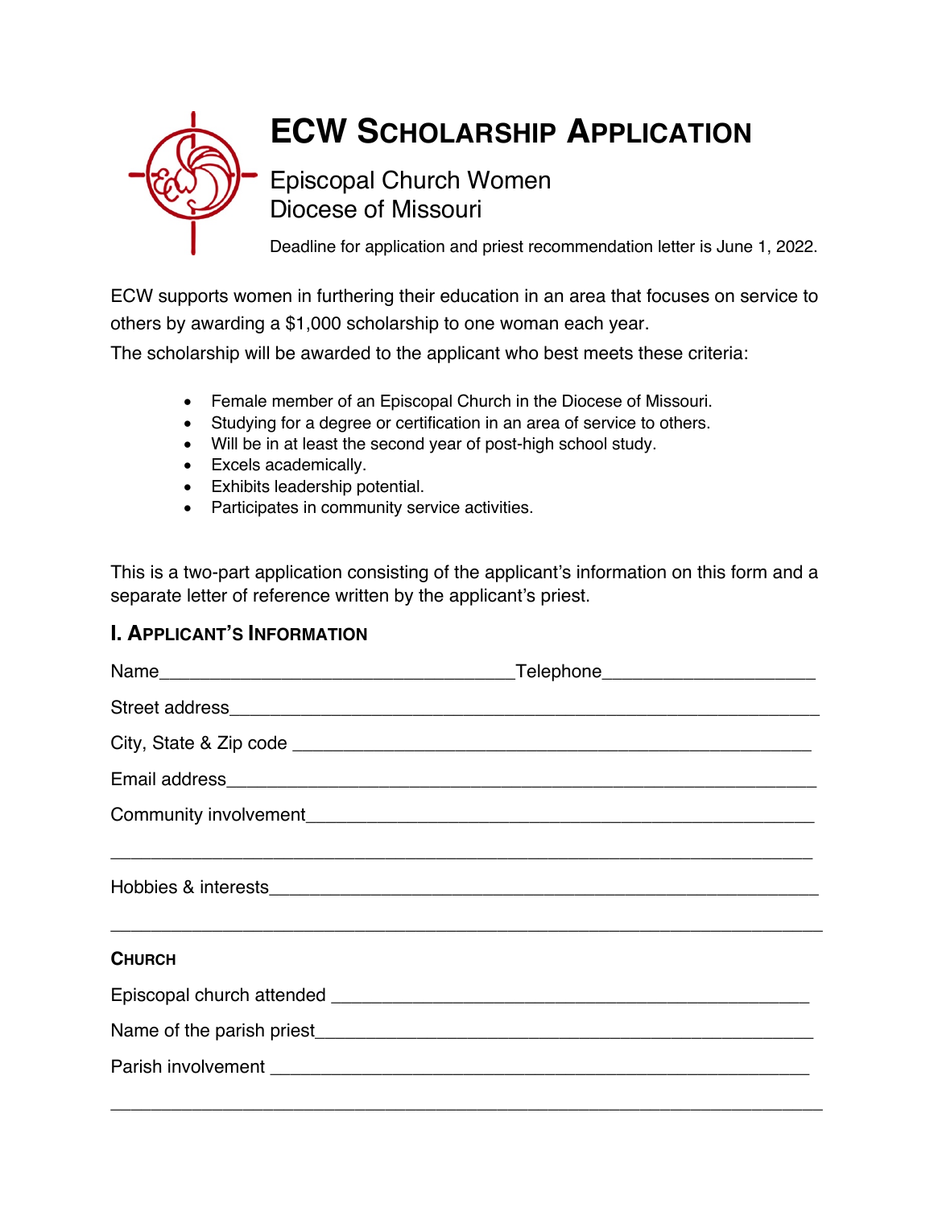# ECW Scholarship Application

Episcopal Church Women
Diocese of Missouri

Deadline for application and priest recommendation letter is June 1, 2022.

ECW supports women in furthering their education in an area that focuses on service to others by awarding a $1,000 scholarship to one woman each year.

The scholarship will be awarded to the applicant who best meets these criteria:

- Female member of an Episcopal Church in the Diocese of Missouri.
- Studying for a degree or certification in an area of service to others.
- Will be in at least the second year of post-high school study.
- Excels academically.
- Exhibits leadership potential.
- Participates in community service activities.

This is a two-part application consisting of the applicant's information on this form and a separate letter of reference written by the applicant's priest.

## I. Applicant's Information

Name__________________________________Telephone____________________

Street address_____________________________________________________

City, State & Zip code ______________________________________________

Email address_____________________________________________________

Community involvement_____________________________________________

_________________________________________________________________

Hobbies & interests_________________________________________________

_________________________________________________________________

### Church

Episcopal church attended ___________________________________________

Name of the parish priest____________________________________________

Parish involvement _________________________________________________

_________________________________________________________________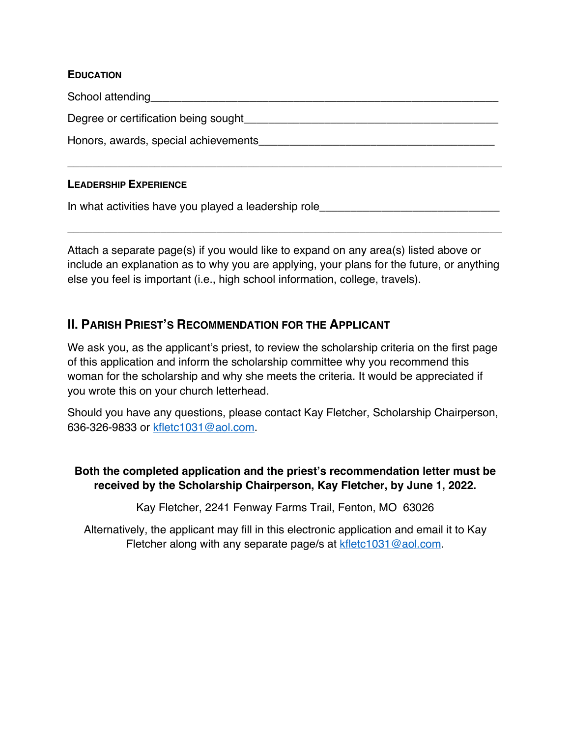**EDUCATION**

School attending_______________________________________________________

Degree or certification being sought_________________________________________

Honors, awards, special achievements________________________________________

___________________________________________________________________________

**LEADERSHIP EXPERIENCE**

In what activities have you played a leadership role______________________________

___________________________________________________________________________

Attach a separate page(s) if you would like to expand on any area(s) listed above or include an explanation as to why you are applying, your plans for the future, or anything else you feel is important (i.e., high school information, college, travels).

## II. PARISH PRIEST'S RECOMMENDATION FOR THE APPLICANT

We ask you, as the applicant's priest, to review the scholarship criteria on the first page of this application and inform the scholarship committee why you recommend this woman for the scholarship and why she meets the criteria. It would be appreciated if you wrote this on your church letterhead.

Should you have any questions, please contact Kay Fletcher, Scholarship Chairperson, 636-326-9833 or kfletc1031@aol.com.

**Both the completed application and the priest's recommendation letter must be received by the Scholarship Chairperson, Kay Fletcher, by June 1, 2022.**

Kay Fletcher, 2241 Fenway Farms Trail, Fenton, MO 63026

Alternatively, the applicant may fill in this electronic application and email it to Kay Fletcher along with any separate page/s at kfletc1031@aol.com.